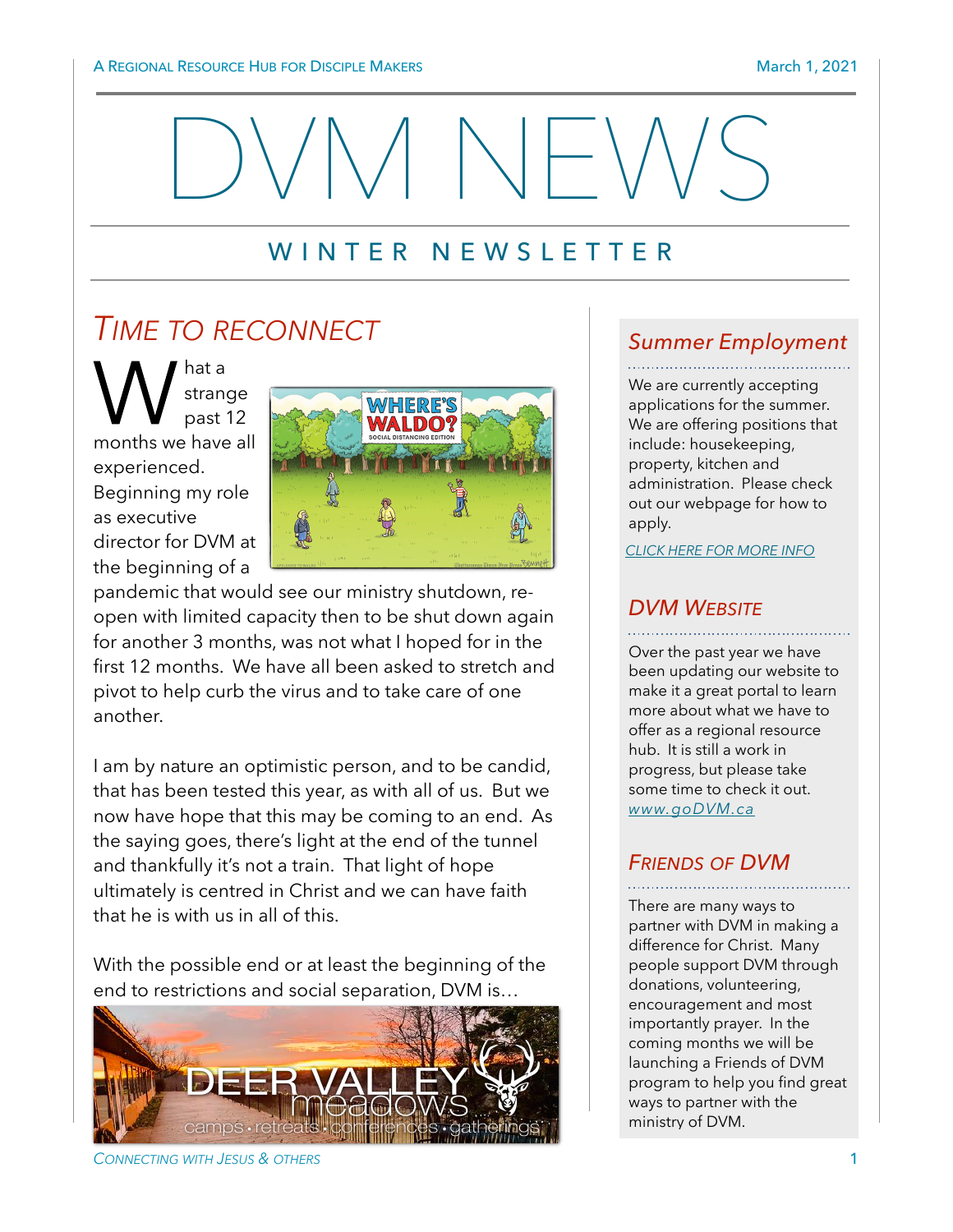# DVM NEWS

## WINTER NEWSLETTER

## TIME TO RECONNECT

What a strange past 12 months we have all experienced. Beginning my role as executive director for DVM at the beginning of a pandemic that would see our ministry shutdown, re-open with limited capacity then to be shut down again for another 3 months, was not what I hoped for in the first 12 months. We have all been asked to stretch and pivot to help curb the virus and to take care of one another.

I am by nature an optimistic person, and to be candid, that has been tested this year, as with all of us. But we now have hope that this may be coming to an end. As the saying goes, there's light at the end of the tunnel and thankfully it's not a train. That light of hope ultimately is centred in Christ and we can have faith that he is with us in all of this.

With the possible end or at least the beginning of the end to restrictions and social separation, DVM is…

### Summer Employment

We are currently accepting applications for the summer. We are offering positions that include: housekeeping, property, kitchen and administration. Please check out our webpage for how to apply.

CLICK HERE FOR MORE INFO

### DVM WEBSITE

Over the past year we have been updating our website to make it a great portal to learn more about what we have to offer as a regional resource hub. It is still a work in progress, but please take some time to check it out. www.goDVM.ca

### FRIENDS OF DVM

There are many ways to partner with DVM in making a difference for Christ. Many people support DVM through donations, volunteering, encouragement and most importantly prayer. In the coming months we will be launching a Friends of DVM program to help you find great ways to partner with the ministry of DVM.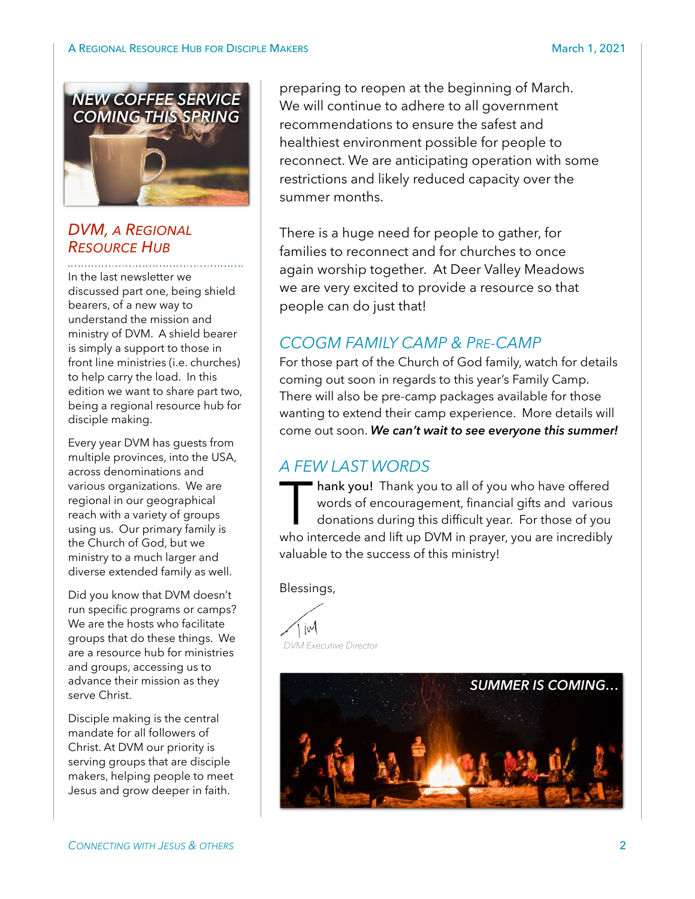NEW COFFEE SERVICE COMING THIS SPRING

## DVM, A Regional Resource Hub

In the last newsletter we discussed part one, being shield bearers, of a new way to understand the mission and ministry of DVM. A shield bearer is simply a support to those in front line ministries (i.e. churches) to help carry the load. In this edition we want to share part two, being a regional resource hub for disciple making.

Every year DVM has guests from multiple provinces, into the USA, across denominations and various organizations. We are regional in our geographical reach with a variety of groups using us. Our primary family is the Church of God, but we ministry to a much larger and diverse extended family as well.

Did you know that DVM doesn't run specific programs or camps? We are the hosts who facilitate groups that do these things. We are a resource hub for ministries and groups, accessing us to advance their mission as they serve Christ.

Disciple making is the central mandate for all followers of Christ. At DVM our priority is serving groups that are disciple makers, helping people to meet Jesus and grow deeper in faith.

preparing to reopen at the beginning of March. We will continue to adhere to all government recommendations to ensure the safest and healthiest environment possible for people to reconnect. We are anticipating operation with some restrictions and likely reduced capacity over the summer months.

There is a huge need for people to gather, for families to reconnect and for churches to once again worship together. At Deer Valley Meadows we are very excited to provide a resource so that people can do just that!

## CCOGM Family Camp & Pre-Camp

For those part of the Church of God family, watch for details coming out soon in regards to this year's Family Camp. There will also be pre-camp packages available for those wanting to extend their camp experience. More details will come out soon. ***We can't wait to see everyone this summer!***

## A Few Last Words

**Thank you!** Thank you to all of you who have offered words of encouragement, financial gifts and various donations during this difficult year. For those of you who intercede and lift up DVM in prayer, you are incredibly valuable to the success of this ministry!

Blessings,

Tim

*DVM Executive Director*

SUMMER IS COMING…